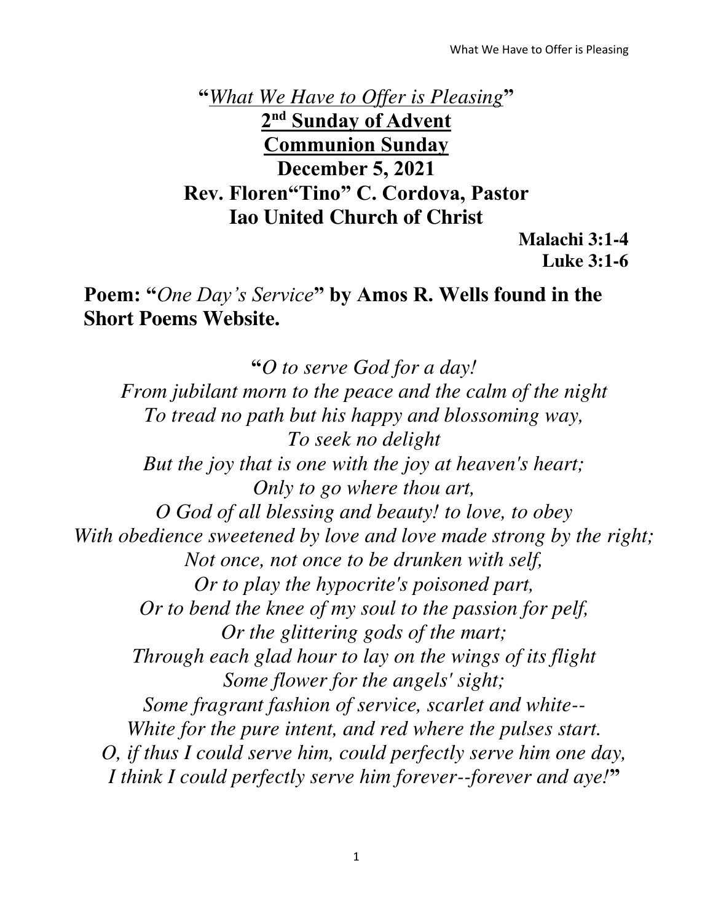# "*What We Have to Offer is Pleasing*"

## 2nd Sunday of Advent

## Communion Sunday

## December 5, 2021

## Rev. Floren"Tino" C. Cordova, Pastor

## Iao United Church of Christ

**Malachi 3:1-4**
**Luke 3:1-6**

**Poem: "*One Day's Service*" by Amos R. Wells found in the Short Poems Website.**

"*O to serve God for a day!*
*From jubilant morn to the peace and the calm of the night*
*To tread no path but his happy and blossoming way,*
*To seek no delight*
*But the joy that is one with the joy at heaven's heart;*
*Only to go where thou art,*
*O God of all blessing and beauty! to love, to obey*
*With obedience sweetened by love and love made strong by the right;*
*Not once, not once to be drunken with self,*
*Or to play the hypocrite's poisoned part,*
*Or to bend the knee of my soul to the passion for pelf,*
*Or the glittering gods of the mart;*
*Through each glad hour to lay on the wings of its flight*
*Some flower for the angels' sight;*
*Some fragrant fashion of service, scarlet and white--*
*White for the pure intent, and red where the pulses start.*
*O, if thus I could serve him, could perfectly serve him one day,*
*I think I could perfectly serve him forever--forever and aye!*"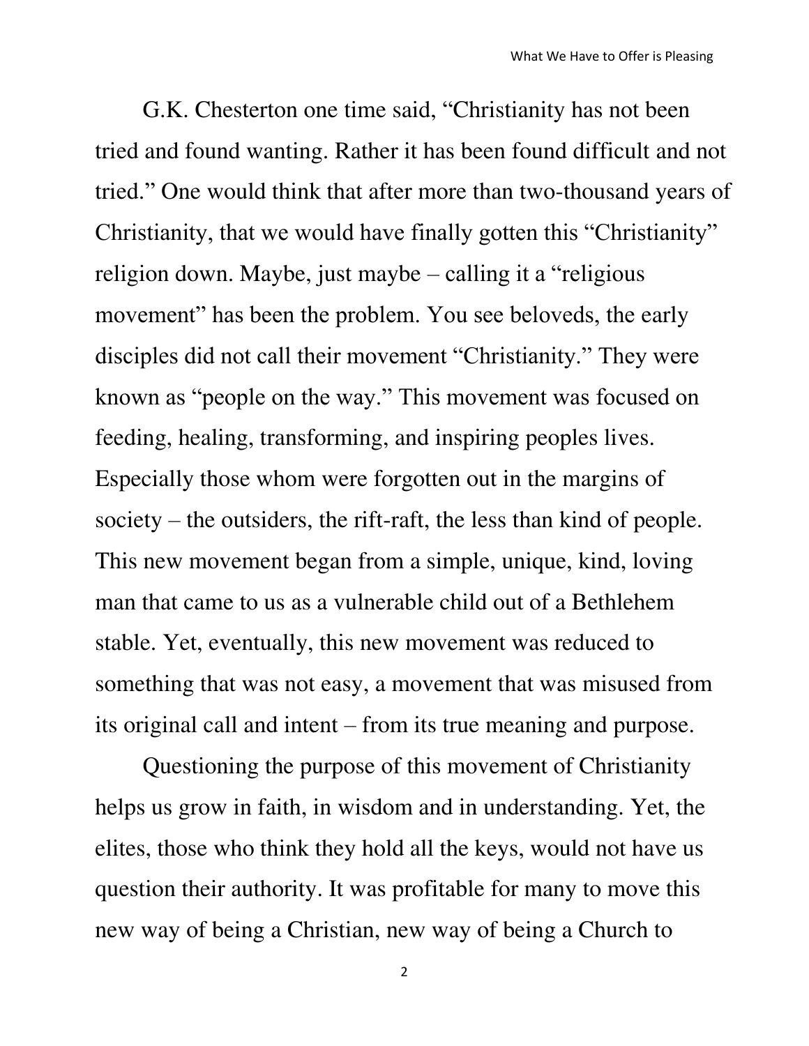G.K. Chesterton one time said, "Christianity has not been tried and found wanting. Rather it has been found difficult and not tried." One would think that after more than two-thousand years of Christianity, that we would have finally gotten this "Christianity" religion down. Maybe, just maybe – calling it a "religious movement" has been the problem. You see beloveds, the early disciples did not call their movement "Christianity." They were known as "people on the way." This movement was focused on feeding, healing, transforming, and inspiring peoples lives. Especially those whom were forgotten out in the margins of society – the outsiders, the rift-raft, the less than kind of people. This new movement began from a simple, unique, kind, loving man that came to us as a vulnerable child out of a Bethlehem stable. Yet, eventually, this new movement was reduced to something that was not easy, a movement that was misused from its original call and intent – from its true meaning and purpose.

Questioning the purpose of this movement of Christianity helps us grow in faith, in wisdom and in understanding. Yet, the elites, those who think they hold all the keys, would not have us question their authority. It was profitable for many to move this new way of being a Christian, new way of being a Church to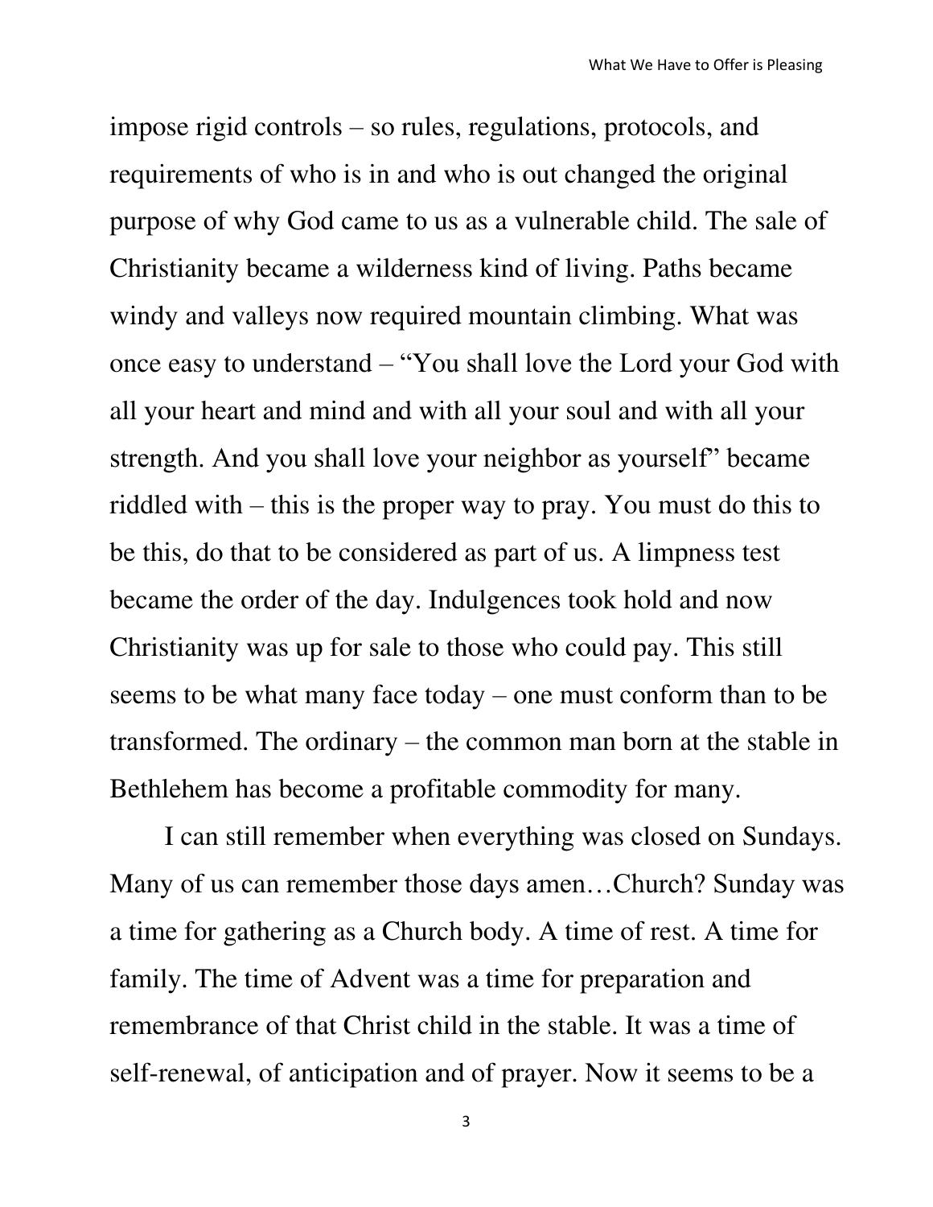impose rigid controls – so rules, regulations, protocols, and requirements of who is in and who is out changed the original purpose of why God came to us as a vulnerable child. The sale of Christianity became a wilderness kind of living. Paths became windy and valleys now required mountain climbing. What was once easy to understand – "You shall love the Lord your God with all your heart and mind and with all your soul and with all your strength. And you shall love your neighbor as yourself" became riddled with – this is the proper way to pray. You must do this to be this, do that to be considered as part of us. A limpness test became the order of the day. Indulgences took hold and now Christianity was up for sale to those who could pay. This still seems to be what many face today – one must conform than to be transformed. The ordinary – the common man born at the stable in Bethlehem has become a profitable commodity for many.

I can still remember when everything was closed on Sundays. Many of us can remember those days amen…Church? Sunday was a time for gathering as a Church body. A time of rest. A time for family. The time of Advent was a time for preparation and remembrance of that Christ child in the stable. It was a time of self-renewal, of anticipation and of prayer. Now it seems to be a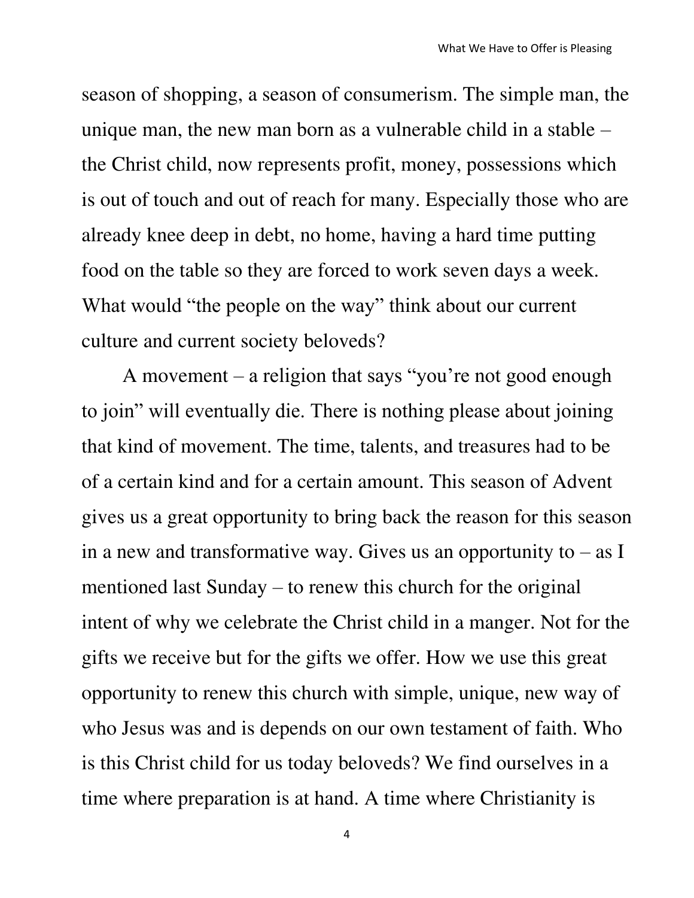season of shopping, a season of consumerism. The simple man, the unique man, the new man born as a vulnerable child in a stable – the Christ child, now represents profit, money, possessions which is out of touch and out of reach for many. Especially those who are already knee deep in debt, no home, having a hard time putting food on the table so they are forced to work seven days a week. What would "the people on the way" think about our current culture and current society beloveds?

A movement – a religion that says "you're not good enough to join" will eventually die. There is nothing please about joining that kind of movement. The time, talents, and treasures had to be of a certain kind and for a certain amount. This season of Advent gives us a great opportunity to bring back the reason for this season in a new and transformative way. Gives us an opportunity to – as I mentioned last Sunday – to renew this church for the original intent of why we celebrate the Christ child in a manger. Not for the gifts we receive but for the gifts we offer. How we use this great opportunity to renew this church with simple, unique, new way of who Jesus was and is depends on our own testament of faith. Who is this Christ child for us today beloveds? We find ourselves in a time where preparation is at hand. A time where Christianity is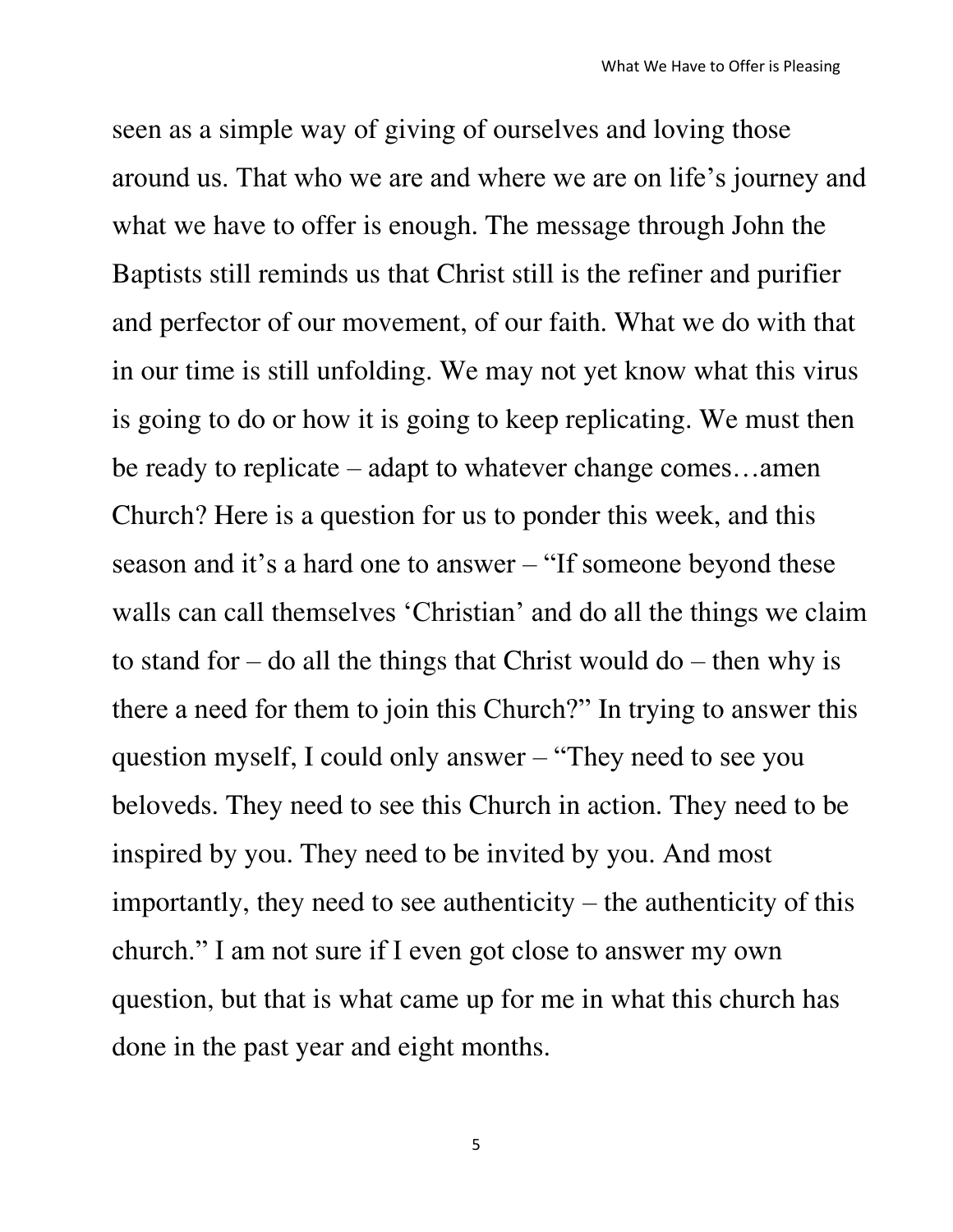seen as a simple way of giving of ourselves and loving those around us. That who we are and where we are on life's journey and what we have to offer is enough. The message through John the Baptists still reminds us that Christ still is the refiner and purifier and perfector of our movement, of our faith. What we do with that in our time is still unfolding. We may not yet know what this virus is going to do or how it is going to keep replicating. We must then be ready to replicate – adapt to whatever change comes…amen Church? Here is a question for us to ponder this week, and this season and it's a hard one to answer – "If someone beyond these walls can call themselves 'Christian' and do all the things we claim to stand for – do all the things that Christ would do – then why is there a need for them to join this Church?" In trying to answer this question myself, I could only answer – "They need to see you beloveds. They need to see this Church in action. They need to be inspired by you. They need to be invited by you. And most importantly, they need to see authenticity – the authenticity of this church." I am not sure if I even got close to answer my own question, but that is what came up for me in what this church has done in the past year and eight months.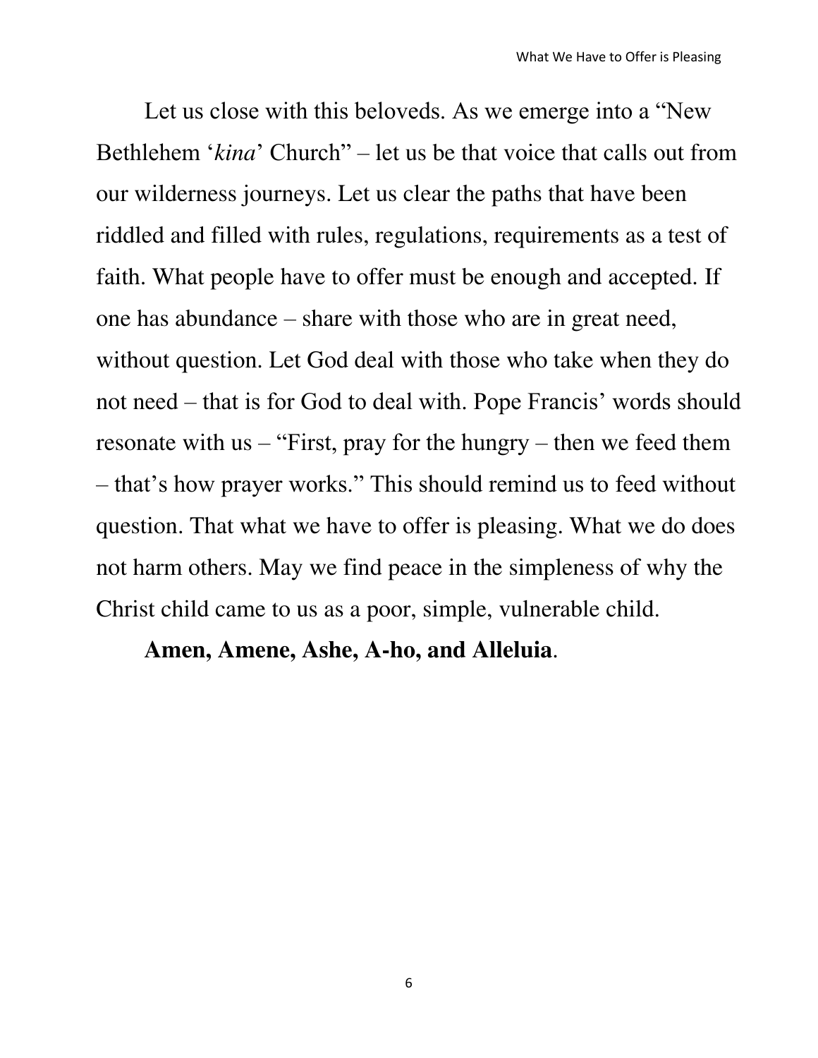Let us close with this beloveds. As we emerge into a "New Bethlehem '*kina*' Church" – let us be that voice that calls out from our wilderness journeys. Let us clear the paths that have been riddled and filled with rules, regulations, requirements as a test of faith. What people have to offer must be enough and accepted. If one has abundance – share with those who are in great need, without question. Let God deal with those who take when they do not need – that is for God to deal with. Pope Francis' words should resonate with us – "First, pray for the hungry – then we feed them – that's how prayer works." This should remind us to feed without question. That what we have to offer is pleasing. What we do does not harm others. May we find peace in the simpleness of why the Christ child came to us as a poor, simple, vulnerable child.

**Amen, Amene, Ashe, A-ho, and Alleluia**.